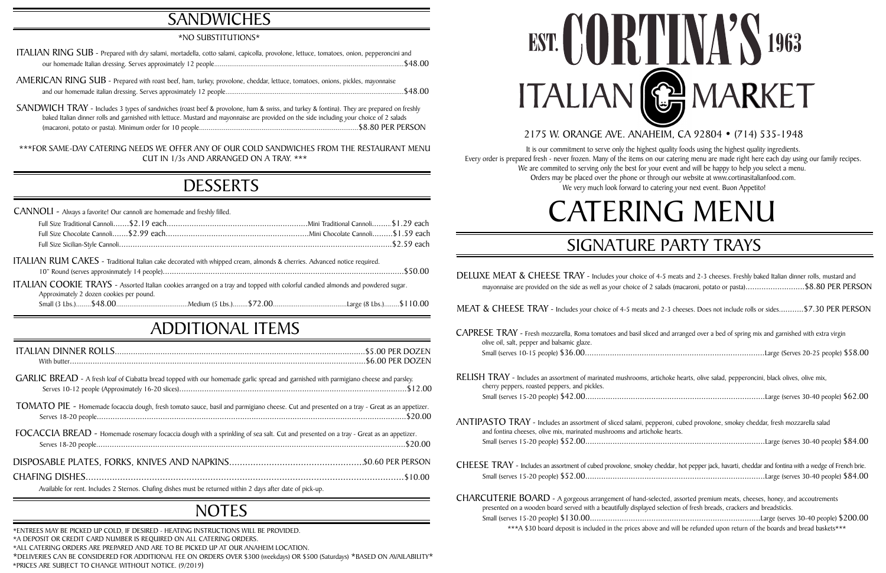# EST. CORTINA'S 1963 ITALIAN MARKET

2175 W. ORANGE AVE. ANAHEIM, CA 92804 • (714) 535-1948

It is our commitment to serve only the highest quality foods using the highest quality ingredients.
Every order is prepared fresh - never frozen. Many of the items on our catering menu are made right here each day using our family recipes.
We are commited to serving only the best for your event and will be happy to help you select a menu.
Orders may be placed over the phone or through our website at www.cortinasitalianfood.com.
We very much look forward to catering your next event. Buon Appetito!

# CATERING MENU

## SIGNATURE PARTY TRAYS

**DELUXE MEAT & CHEESE TRAY** - Includes your choice of 4-5 meats and 2-3 cheeses. Freshly baked Italian dinner rolls, mustard and mayonnaise are provided on the side as well as your choice of 2 salads (macaroni, potato or pasta)..........................$8.80 PER PERSON

**MEAT & CHEESE TRAY** - Includes your choice of 4-5 meats and 2-3 cheeses. Does not include rolls or sides...........$7.30 PER PERSON

**CAPRESE TRAY** - Fresh mozzarella, Roma tomatoes and basil sliced and arranged over a bed of spring mix and garnished with extra virgin olive oil, salt, pepper and balsamic glaze.
Small (serves 10-15 people) $36.00.......Large (Serves 20-25 people) $58.00

**RELISH TRAY** - Includes an assortment of marinated mushrooms, artichoke hearts, olive salad, pepperoncini, black olives, olive mix, cherry peppers, roasted peppers, and pickles.
Small (serves 15-20 people) $42.00.......Large (serves 30-40 people) $62.00

**ANTIPASTO TRAY** - Includes an assortment of sliced salami, pepperoni, cubed provolone, smokey cheddar, fresh mozzarella salad and fontina cheeses, olive mix, marinated mushrooms and artichoke hearts.
Small (serves 15-20 people) $52.00.......Large (serves 30-40 people) $84.00

**CHEESE TRAY** - Includes an assortment of cubed provolone, smokey cheddar, hot pepper jack, havarti, cheddar and fontina with a wedge of French brie.
Small (serves 15-20 people) $52.00.......Large (serves 30-40 people) $84.00

**CHARCUTERIE BOARD** - A gorgeous arrangement of hand-selected, assorted premium meats, cheeses, honey, and accoutrements presented on a wooden board served with a beautifully displayed selection of fresh breads, crackers and breadsticks.
Small (serves 15-20 people) $130.00.......Large (serves 30-40 people) $200.00

***A $30 board deposit is included in the prices above and will be refunded upon return of the boards and bread baskets***

## SANDWICHES

*NO SUBSTITUTIONS*

**ITALIAN RING SUB** - Prepared with dry salami, mortadella, cotto salami, capicolla, provolone, lettuce, tomatoes, onion, pepperoncini and our homemade Italian dressing. Serves approximately 12 people.......$48.00

**AMERICAN RING SUB** - Prepared with roast beef, ham, turkey, provolone, cheddar, lettuce, tomatoes, onions, pickles, mayonnaise and our homemade italian dressing. Serves approximately 12 people.......$48.00

**SANDWICH TRAY** - Includes 3 types of sandwiches (roast beef & provolone, ham & swiss, and turkey & fontina). They are prepared on freshly baked Italian dinner rolls and garnished with lettuce. Mustard and mayonnaise are provided on the side including your choice of 2 salads (macaroni, potato or pasta). Minimum order for 10 people.......$8.80 PER PERSON

***FOR SAME-DAY CATERING NEEDS WE OFFER ANY OF OUR COLD SANDWICHES FROM THE RESTAURANT MENU CUT IN 1/3s AND ARRANGED ON A TRAY. ***

## DESSERTS

**CANNOLI** - Always a favorite! Our cannoli are homemade and freshly filled.

- Full Size Traditional Cannoli.......$2.19 each.......Mini Traditional Cannoli.......$1.29 each
- Full Size Chocolate Cannoli.......$2.99 each.......Mini Chocolate Cannoli.......$1.59 each
- Full Size Sicilian-Style Cannoli.......$2.59 each

**ITALIAN RUM CAKES** - Traditional Italian cake decorated with whipped cream, almonds & cherries. Advanced notice required.
10" Round (serves approxinmately 14 people).......$50.00

**ITALIAN COOKIE TRAYS** - Assorted Italian cookies arranged on a tray and topped with colorful candied almonds and powdered sugar. Approximately 2 dozen cookies per pound.
Small (3 Lbs.).......$48.00.......Medium (5 Lbs.).......$72.00.......Large (8 Lbs.).......$110.00

## ADDITIONAL ITEMS

**ITALIAN DINNER ROLLS**.......$5.00 PER DOZEN
With butter.......$6.00 PER DOZEN

**GARLIC BREAD** - A fresh loaf of Ciabatta bread topped with our homemade garlic spread and garnished with parmigiano cheese and parsley. Serves 10-12 people (Approximately 16-20 slices).......$12.00

**TOMATO PIE** - Homemade focaccia dough, fresh tomato sauce, basil and parmigiano cheese. Cut and presented on a tray - Great as an appetizer. Serves 18-20 people.......$20.00

**FOCACCIA BREAD** - Homemade rosemary focaccia dough with a sprinkling of sea salt. Cut and presented on a tray - Great as an appetizer. Serves 18-20 people.......$20.00

**DISPOSABLE PLATES, FORKS, KNIVES AND NAPKINS**.......$0.60 PER PERSON

**CHAFING DISHES**.......$10.00
Available for rent. Includes 2 Sternos. Chafing dishes must be returned within 2 days after date of pick-up.

## NOTES

*ENTREES MAY BE PICKED UP COLD, IF DESIRED - HEATING INSTRUCTIONS WILL BE PROVIDED.
*A DEPOSIT OR CREDIT CARD NUMBER IS REQUIRED ON ALL CATERING ORDERS.
*ALL CATERING ORDERS ARE PREPARED AND ARE TO BE PICKED UP AT OUR ANAHEIM LOCATION.
*DELIVERIES CAN BE CONSIDERED FOR ADDITIONAL FEE ON ORDERS OVER $300 (weekdays) OR $500 (Saturdays) *BASED ON AVAILABILITY*
*PRICES ARE SUBJECT TO CHANGE WITHOUT NOTICE. (9/2019)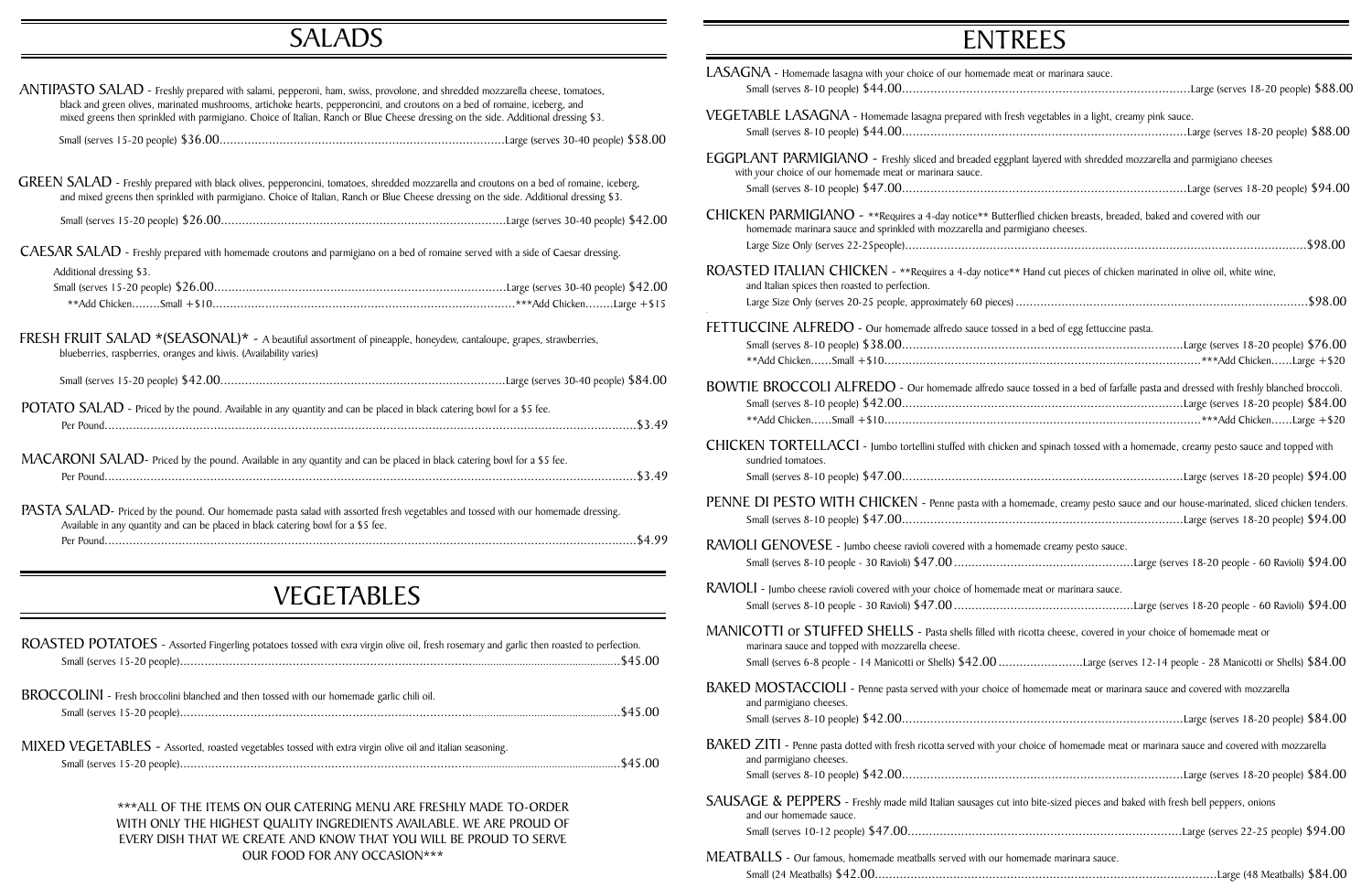# SALADS

ANTIPASTO SALAD - Freshly prepared with salami, pepperoni, ham, swiss, provolone, and shredded mozzarella cheese, tomatoes, black and green olives, marinated mushrooms, artichoke hearts, pepperoncini, and croutons on a bed of romaine, iceberg, and mixed greens then sprinkled with parmigiano. Choice of Italian, Ranch or Blue Cheese dressing on the side. Additional dressing $3.

Small (serves 15-20 people) $36.00................Large (serves 30-40 people) $58.00

GREEN SALAD - Freshly prepared with black olives, pepperoncini, tomatoes, shredded mozzarella and croutons on a bed of romaine, iceberg, and mixed greens then sprinkled with parmigiano. Choice of Italian, Ranch or Blue Cheese dressing on the side. Additional dressing $3.

Small (serves 15-20 people) $26.00................Large (serves 30-40 people) $42.00

CAESAR SALAD - Freshly prepared with homemade croutons and parmigiano on a bed of romaine served with a side of Caesar dressing.

Additional dressing $3.

Small (serves 15-20 people) $26.00................Large (serves 30-40 people) $42.00

**Add Chicken........Small +$10................***Add Chicken........Large +$15

FRESH FRUIT SALAD *(SEASONAL)* - A beautiful assortment of pineapple, honeydew, cantaloupe, grapes, strawberries, blueberries, raspberries, oranges and kiwis. (Availability varies)

Small (serves 15-20 people) $42.00................Large (serves 30-40 people) $84.00

POTATO SALAD - Priced by the pound. Available in any quantity and can be placed in black catering bowl for a $5 fee.

Per Pound................$3.49

MACARONI SALAD- Priced by the pound. Available in any quantity and can be placed in black catering bowl for a $5 fee.

Per Pound................$3.49

PASTA SALAD- Priced by the pound. Our homemade pasta salad with assorted fresh vegetables and tossed with our homemade dressing. Available in any quantity and can be placed in black catering bowl for a $5 fee.

Per Pound................$4.99

# VEGETABLES

ROASTED POTATOES - Assorted Fingerling potatoes tossed with exra virgin olive oil, fresh rosemary and garlic then roasted to perfection.

Small (serves 15-20 people)................$45.00

BROCCOLINI - Fresh broccolini blanched and then tossed with our homemade garlic chili oil.

Small (serves 15-20 people)................$45.00

MIXED VEGETABLES - Assorted, roasted vegetables tossed with extra virgin olive oil and italian seasoning.

Small (serves 15-20 people)................$45.00

***ALL OF THE ITEMS ON OUR CATERING MENU ARE FRESHLY MADE TO-ORDER WITH ONLY THE HIGHEST QUALITY INGREDIENTS AVAILABLE. WE ARE PROUD OF EVERY DISH THAT WE CREATE AND KNOW THAT YOU WILL BE PROUD TO SERVE OUR FOOD FOR ANY OCCASION***

# ENTREES

LASAGNA - Homemade lasagna with your choice of our homemade meat or marinara sauce.

Small (serves 8-10 people) $44.00................Large (serves 18-20 people) $88.00

VEGETABLE LASAGNA - Homemade lasagna prepared with fresh vegetables in a light, creamy pink sauce.

Small (serves 8-10 people) $44.00................Large (serves 18-20 people) $88.00

EGGPLANT PARMIGIANO - Freshly sliced and breaded eggplant layered with shredded mozzarella and parmigiano cheeses with your choice of our homemade meat or marinara sauce.

Small (serves 8-10 people) $47.00................Large (serves 18-20 people) $94.00

CHICKEN PARMIGIANO - **Requires a 4-day notice** Butterflied chicken breasts, breaded, baked and covered with our homemade marinara sauce and sprinkled with mozzarella and parmigiano cheeses.

Large Size Only (serves 22-25people)................$98.00

ROASTED ITALIAN CHICKEN - **Requires a 4-day notice** Hand cut pieces of chicken marinated in olive oil, white wine, and Italian spices then roasted to perfection.

Large Size Only (serves 20-25 people, approximately 60 pieces)................$98.00

FETTUCCINE ALFREDO - Our homemade alfredo sauce tossed in a bed of egg fettuccine pasta.

Small (serves 8-10 people) $38.00................Large (serves 18-20 people) $76.00

**Add Chicken......Small +$10................***Add Chicken......Large +$20

BOWTIE BROCCOLI ALFREDO - Our homemade alfredo sauce tossed in a bed of farfalle pasta and dressed with freshly blanched broccoli.

Small (serves 8-10 people) $42.00................Large (serves 18-20 people) $84.00

**Add Chicken......Small +$10................***Add Chicken......Large +$20

CHICKEN TORTELLACCI - Jumbo tortellini stuffed with chicken and spinach tossed with a homemade, creamy pesto sauce and topped with sundried tomatoes.

Small (serves 8-10 people) $47.00................Large (serves 18-20 people) $94.00

PENNE DI PESTO WITH CHICKEN - Penne pasta with a homemade, creamy pesto sauce and our house-marinated, sliced chicken tenders.

Small (serves 8-10 people) $47.00................Large (serves 18-20 people) $94.00

RAVIOLI GENOVESE - Jumbo cheese ravioli covered with a homemade creamy pesto sauce.

Small (serves 8-10 people - 30 Ravioli) $47.00................Large (serves 18-20 people - 60 Ravioli) $94.00

RAVIOLI - Jumbo cheese ravioli covered with your choice of homemade meat or marinara sauce.

Small (serves 8-10 people - 30 Ravioli) $47.00................Large (serves 18-20 people - 60 Ravioli) $94.00

MANICOTTI or STUFFED SHELLS - Pasta shells filled with ricotta cheese, covered in your choice of homemade meat or marinara sauce and topped with mozzarella cheese.

Small (serves 6-8 people - 14 Manicotti or Shells) $42.00................Large (serves 12-14 people - 28 Manicotti or Shells) $84.00

BAKED MOSTACCIOLI - Penne pasta served with your choice of homemade meat or marinara sauce and covered with mozzarella and parmigiano cheeses.

Small (serves 8-10 people) $42.00................Large (serves 18-20 people) $84.00

BAKED ZITI - Penne pasta dotted with fresh ricotta served with your choice of homemade meat or marinara sauce and covered with mozzarella and parmigiano cheeses.

Small (serves 8-10 people) $42.00................Large (serves 18-20 people) $84.00

SAUSAGE & PEPPERS - Freshly made mild Italian sausages cut into bite-sized pieces and baked with fresh bell peppers, onions and our homemade sauce.

Small (serves 10-12 people) $47.00................Large (serves 22-25 people) $94.00

MEATBALLS - Our famous, homemade meatballs served with our homemade marinara sauce.

Small (24 Meatballs) $42.00................Large (48 Meatballs) $84.00